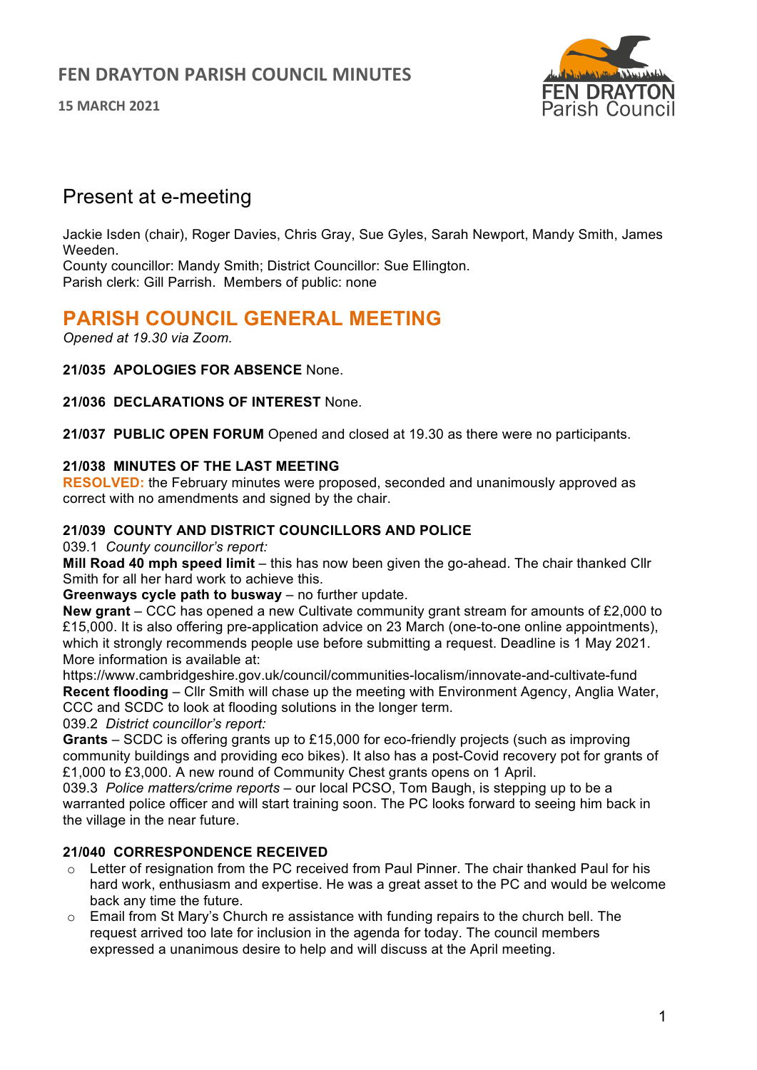# FEN DRAYTON PARISH COUNCIL MINUTES

**15 MARCH 2021**

## Present at e-meeting

Jackie Isden (chair), Roger Davies, Chris Gray, Sue Gyles, Sarah Newport, Mandy Smith, James Weeden.
County councillor: Mandy Smith; District Councillor: Sue Ellington.
Parish clerk: Gill Parrish. Members of public: none

## PARISH COUNCIL GENERAL MEETING

*Opened at 19.30 via Zoom.*

**21/035 APOLOGIES FOR ABSENCE** None.

**21/036 DECLARATIONS OF INTEREST** None.

**21/037 PUBLIC OPEN FORUM** Opened and closed at 19.30 as there were no participants.

**21/038 MINUTES OF THE LAST MEETING**
**RESOLVED:** the February minutes were proposed, seconded and unanimously approved as correct with no amendments and signed by the chair.

**21/039 COUNTY AND DISTRICT COUNCILLORS AND POLICE**
039.1 *County councillor's report:*
**Mill Road 40 mph speed limit** – this has now been given the go-ahead. The chair thanked Cllr Smith for all her hard work to achieve this.
**Greenways cycle path to busway** – no further update.
**New grant** – CCC has opened a new Cultivate community grant stream for amounts of £2,000 to £15,000. It is also offering pre-application advice on 23 March (one-to-one online appointments), which it strongly recommends people use before submitting a request. Deadline is 1 May 2021. More information is available at:
https://www.cambridgeshire.gov.uk/council/communities-localism/innovate-and-cultivate-fund
**Recent flooding** – Cllr Smith will chase up the meeting with Environment Agency, Anglia Water, CCC and SCDC to look at flooding solutions in the longer term.
039.2 *District councillor's report:*
**Grants** – SCDC is offering grants up to £15,000 for eco-friendly projects (such as improving community buildings and providing eco bikes). It also has a post-Covid recovery pot for grants of £1,000 to £3,000. A new round of Community Chest grants opens on 1 April.
039.3 *Police matters/crime reports* – our local PCSO, Tom Baugh, is stepping up to be a warranted police officer and will start training soon. The PC looks forward to seeing him back in the village in the near future.

**21/040 CORRESPONDENCE RECEIVED**

- Letter of resignation from the PC received from Paul Pinner. The chair thanked Paul for his hard work, enthusiasm and expertise. He was a great asset to the PC and would be welcome back any time the future.
- Email from St Mary's Church re assistance with funding repairs to the church bell. The request arrived too late for inclusion in the agenda for today. The council members expressed a unanimous desire to help and will discuss at the April meeting.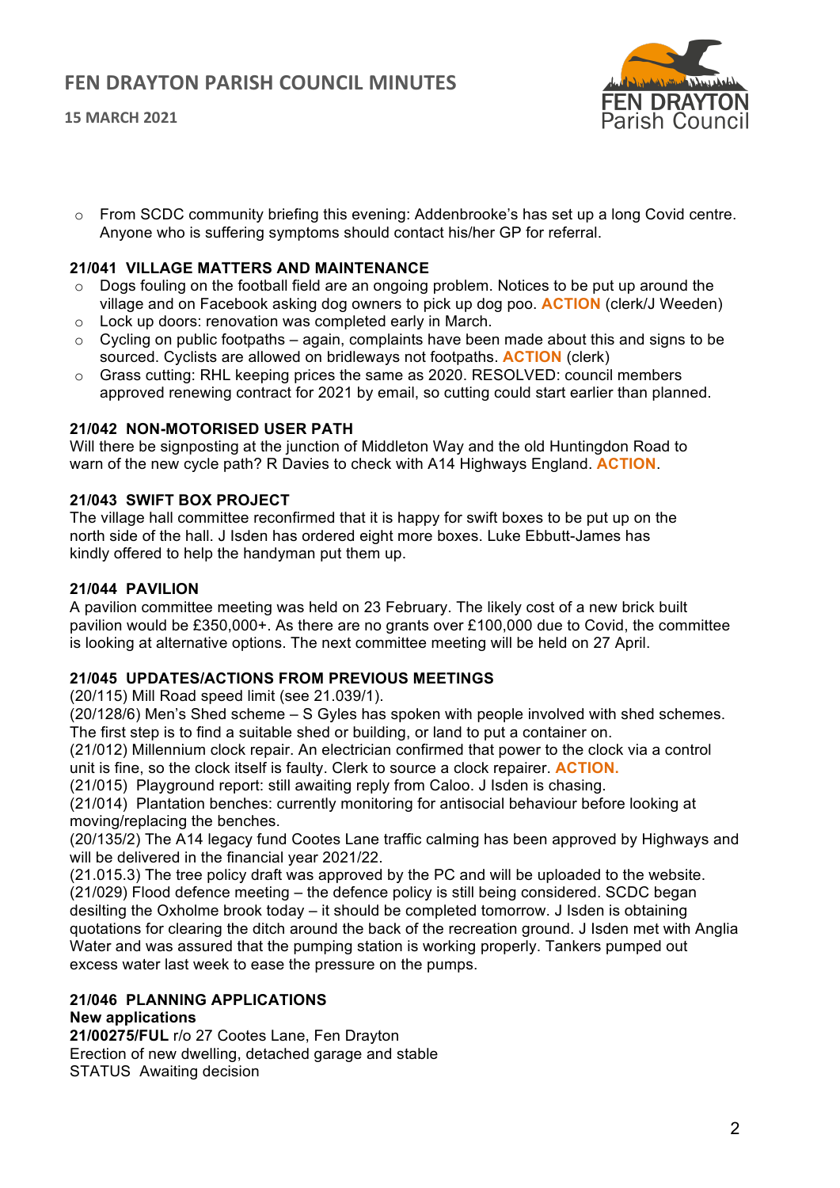- From SCDC community briefing this evening: Addenbrooke's has set up a long Covid centre. Anyone who is suffering symptoms should contact his/her GP for referral.

### 21/041 VILLAGE MATTERS AND MAINTENANCE

- Dogs fouling on the football field are an ongoing problem. Notices to be put up around the village and on Facebook asking dog owners to pick up dog poo. **ACTION** (clerk/J Weeden)
- Lock up doors: renovation was completed early in March.
- Cycling on public footpaths – again, complaints have been made about this and signs to be sourced. Cyclists are allowed on bridleways not footpaths. **ACTION** (clerk)
- Grass cutting: RHL keeping prices the same as 2020. RESOLVED: council members approved renewing contract for 2021 by email, so cutting could start earlier than planned.

### 21/042 NON-MOTORISED USER PATH

Will there be signposting at the junction of Middleton Way and the old Huntingdon Road to warn of the new cycle path? R Davies to check with A14 Highways England. **ACTION**.

### 21/043 SWIFT BOX PROJECT

The village hall committee reconfirmed that it is happy for swift boxes to be put up on the north side of the hall. J Isden has ordered eight more boxes. Luke Ebbutt-James has kindly offered to help the handyman put them up.

### 21/044 PAVILION

A pavilion committee meeting was held on 23 February. The likely cost of a new brick built pavilion would be £350,000+. As there are no grants over £100,000 due to Covid, the committee is looking at alternative options. The next committee meeting will be held on 27 April.

### 21/045 UPDATES/ACTIONS FROM PREVIOUS MEETINGS

(20/115) Mill Road speed limit (see 21.039/1).
(20/128/6) Men's Shed scheme – S Gyles has spoken with people involved with shed schemes. The first step is to find a suitable shed or building, or land to put a container on.
(21/012) Millennium clock repair. An electrician confirmed that power to the clock via a control unit is fine, so the clock itself is faulty. Clerk to source a clock repairer. **ACTION.**
(21/015) Playground report: still awaiting reply from Caloo. J Isden is chasing.
(21/014) Plantation benches: currently monitoring for antisocial behaviour before looking at moving/replacing the benches.
(20/135/2) The A14 legacy fund Cootes Lane traffic calming has been approved by Highways and will be delivered in the financial year 2021/22.
(21.015.3) The tree policy draft was approved by the PC and will be uploaded to the website.
(21/029) Flood defence meeting – the defence policy is still being considered. SCDC began desilting the Oxholme brook today – it should be completed tomorrow. J Isden is obtaining quotations for clearing the ditch around the back of the recreation ground. J Isden met with Anglia Water and was assured that the pumping station is working properly. Tankers pumped out excess water last week to ease the pressure on the pumps.

### 21/046 PLANNING APPLICATIONS

**New applications**
**21/00275/FUL** r/o 27 Cootes Lane, Fen Drayton
Erection of new dwelling, detached garage and stable
STATUS Awaiting decision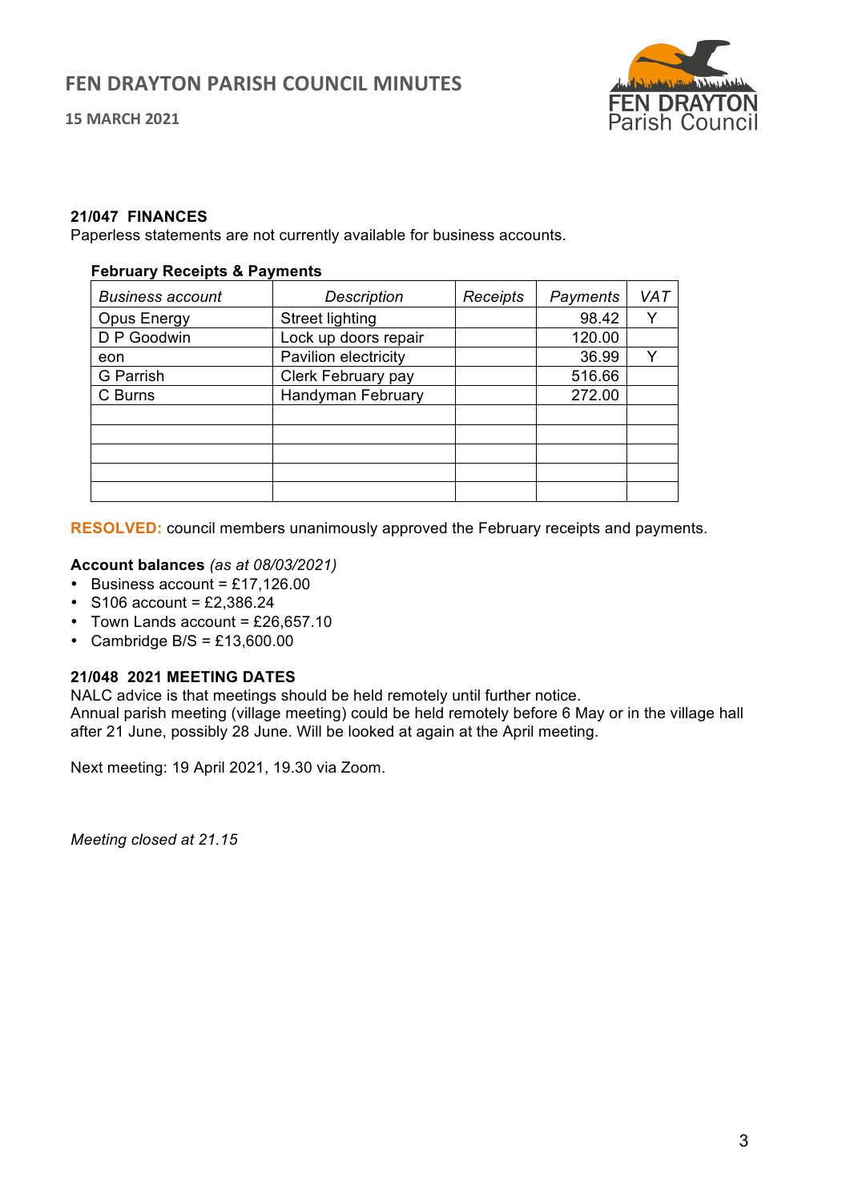### 21/047 FINANCES

Paperless statements are not currently available for business accounts.

**February Receipts & Payments**

| *Business account* | *Description* | *Receipts* | *Payments* | *VAT* |
|---|---|---|---|---|
| Opus Energy | Street lighting | | 98.42 | Y |
| D P Goodwin | Lock up doors repair | | 120.00 | |
| eon | Pavilion electricity | | 36.99 | Y |
| G Parrish | Clerk February pay | | 516.66 | |
| C Burns | Handyman February | | 272.00 | |
| | | | | |
| | | | | |
| | | | | |
| | | | | |
| | | | | |

**RESOLVED:** council members unanimously approved the February receipts and payments.

**Account balances** *(as at 08/03/2021)*

- Business account = £17,126.00
- S106 account = £2,386.24
- Town Lands account = £26,657.10
- Cambridge B/S = £13,600.00

### 21/048 2021 MEETING DATES

NALC advice is that meetings should be held remotely until further notice.
Annual parish meeting (village meeting) could be held remotely before 6 May or in the village hall after 21 June, possibly 28 June. Will be looked at again at the April meeting.

Next meeting: 19 April 2021, 19.30 via Zoom.

*Meeting closed at 21.15*